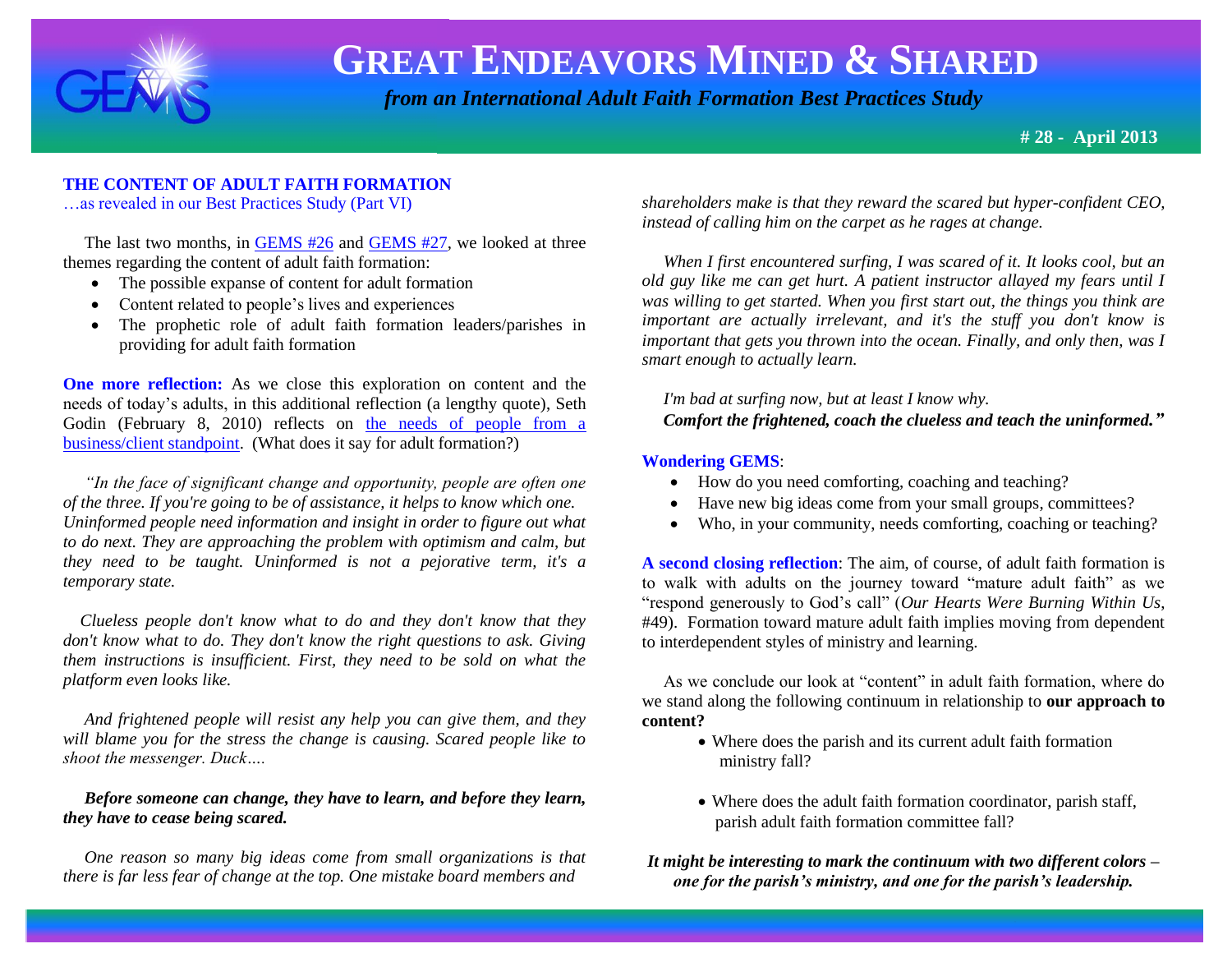# GREAT ENDEAVORS MINED & SHARED

*from an International Adult Faith Formation Best Practices Study*

**# 28 - April 2013**

## THE CONTENT OF ADULT FAITH FORMATION

…as revealed in our Best Practices Study (Part VI)

The last two months, in GEMS #26 and GEMS #27, we looked at three themes regarding the content of adult faith formation:

- The possible expanse of content for adult formation
- Content related to people's lives and experiences
- The prophetic role of adult faith formation leaders/parishes in providing for adult faith formation

**One more reflection:** As we close this exploration on content and the needs of today's adults, in this additional reflection (a lengthy quote), Seth Godin (February 8, 2010) reflects on the needs of people from a business/client standpoint. (What does it say for adult formation?)

*"In the face of significant change and opportunity, people are often one of the three. If you're going to be of assistance, it helps to know which one. Uninformed people need information and insight in order to figure out what to do next. They are approaching the problem with optimism and calm, but they need to be taught. Uninformed is not a pejorative term, it's a temporary state.*

*Clueless people don't know what to do and they don't know that they don't know what to do. They don't know the right questions to ask. Giving them instructions is insufficient. First, they need to be sold on what the platform even looks like.*

*And frightened people will resist any help you can give them, and they will blame you for the stress the change is causing. Scared people like to shoot the messenger. Duck….*

***Before someone can change, they have to learn, and before they learn, they have to cease being scared.***

*One reason so many big ideas come from small organizations is that there is far less fear of change at the top. One mistake board members and shareholders make is that they reward the scared but hyper-confident CEO, instead of calling him on the carpet as he rages at change.*

*When I first encountered surfing, I was scared of it. It looks cool, but an old guy like me can get hurt. A patient instructor allayed my fears until I was willing to get started. When you first start out, the things you think are important are actually irrelevant, and it's the stuff you don't know is important that gets you thrown into the ocean. Finally, and only then, was I smart enough to actually learn.*

*I'm bad at surfing now, but at least I know why.*
***Comfort the frightened, coach the clueless and teach the uninformed."***

**Wondering GEMS**:

- How do you need comforting, coaching and teaching?
- Have new big ideas come from your small groups, committees?
- Who, in your community, needs comforting, coaching or teaching?

**A second closing reflection**: The aim, of course, of adult faith formation is to walk with adults on the journey toward "mature adult faith" as we "respond generously to God's call" (*Our Hearts Were Burning Within Us*, #49). Formation toward mature adult faith implies moving from dependent to interdependent styles of ministry and learning.

As we conclude our look at "content" in adult faith formation, where do we stand along the following continuum in relationship to **our approach to content?**

- Where does the parish and its current adult faith formation ministry fall?
- Where does the adult faith formation coordinator, parish staff, parish adult faith formation committee fall?

***It might be interesting to mark the continuum with two different colors – one for the parish's ministry, and one for the parish's leadership.***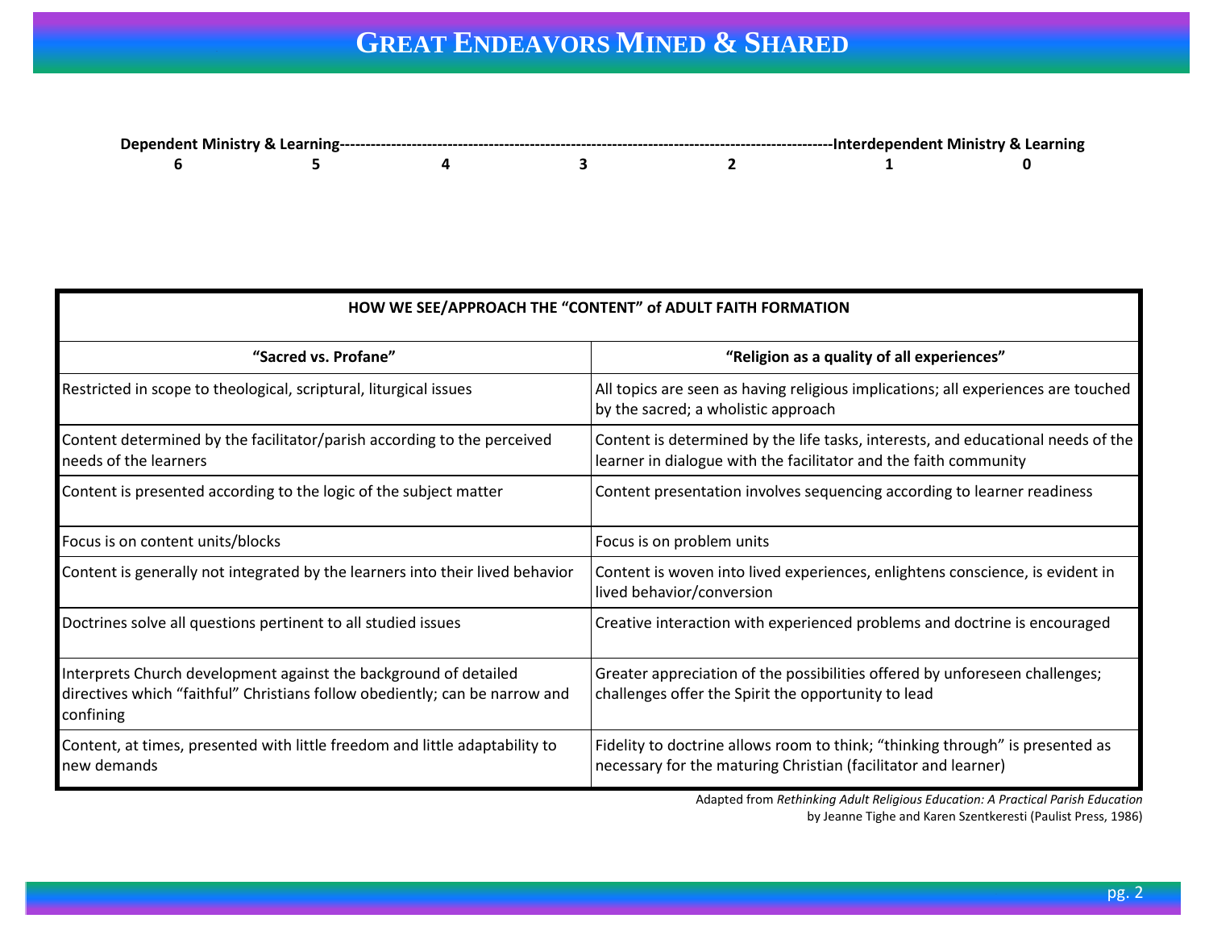# GREAT ENDEAVORS MINED & SHARED

**Dependent Ministry & Learning**---------------------------------------------------------------------------------------------------**Interdependent Ministry & Learning**

**6 5 4 3 2 1 0**

| HOW WE SEE/APPROACH THE "CONTENT" of ADULT FAITH FORMATION | |
|---|---|
| **"Sacred vs. Profane"** | **"Religion as a quality of all experiences"** |
| Restricted in scope to theological, scriptural, liturgical issues | All topics are seen as having religious implications; all experiences are touched by the sacred; a wholistic approach |
| Content determined by the facilitator/parish according to the perceived needs of the learners | Content is determined by the life tasks, interests, and educational needs of the learner in dialogue with the facilitator and the faith community |
| Content is presented according to the logic of the subject matter | Content presentation involves sequencing according to learner readiness |
| Focus is on content units/blocks | Focus is on problem units |
| Content is generally not integrated by the learners into their lived behavior | Content is woven into lived experiences, enlightens conscience, is evident in lived behavior/conversion |
| Doctrines solve all questions pertinent to all studied issues | Creative interaction with experienced problems and doctrine is encouraged |
| Interprets Church development against the background of detailed directives which "faithful" Christians follow obediently; can be narrow and confining | Greater appreciation of the possibilities offered by unforeseen challenges; challenges offer the Spirit the opportunity to lead |
| Content, at times, presented with little freedom and little adaptability to new demands | Fidelity to doctrine allows room to think; "thinking through" is presented as necessary for the maturing Christian (facilitator and learner) |

Adapted from *Rethinking Adult Religious Education: A Practical Parish Education* by Jeanne Tighe and Karen Szentkeresti (Paulist Press, 1986)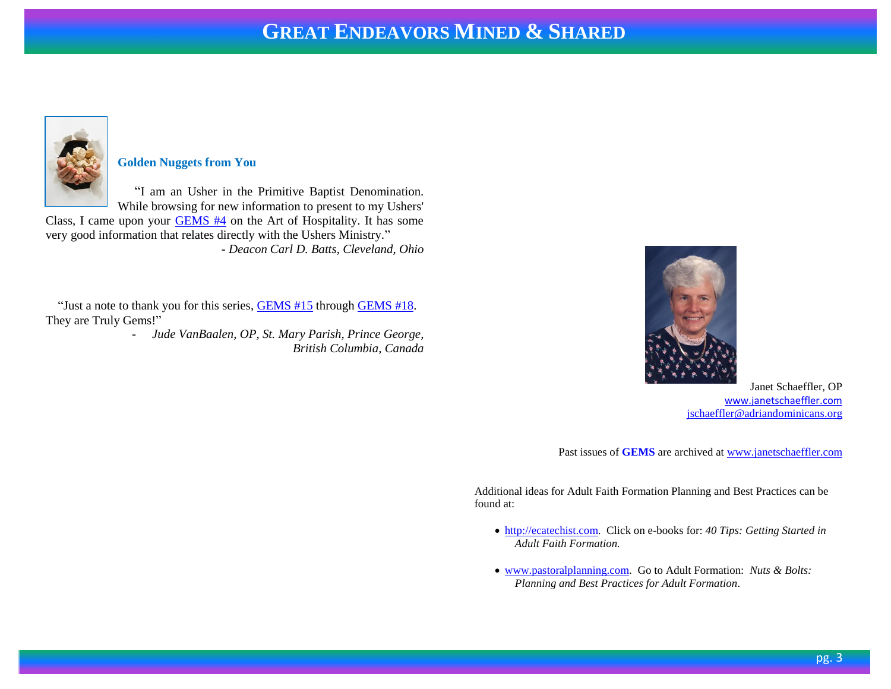# GREAT ENDEAVORS MINED & SHARED

### Golden Nuggets from You

"I am an Usher in the Primitive Baptist Denomination. While browsing for new information to present to my Ushers' Class, I came upon your GEMS #4 on the Art of Hospitality. It has some very good information that relates directly with the Ushers Ministry."

*- Deacon Carl D. Batts, Cleveland, Ohio*

"Just a note to thank you for this series, GEMS #15 through GEMS #18. They are Truly Gems!"

- *Jude VanBaalen, OP, St. Mary Parish, Prince George, British Columbia, Canada*

Janet Schaeffler, OP
www.janetschaeffler.com
jschaeffler@adriandominicans.org

Past issues of **GEMS** are archived at www.janetschaeffler.com

Additional ideas for Adult Faith Formation Planning and Best Practices can be found at:

- http://ecatechist.com. Click on e-books for: *40 Tips: Getting Started in Adult Faith Formation.*
- www.pastoralplanning.com. Go to Adult Formation: *Nuts & Bolts: Planning and Best Practices for Adult Formation*.